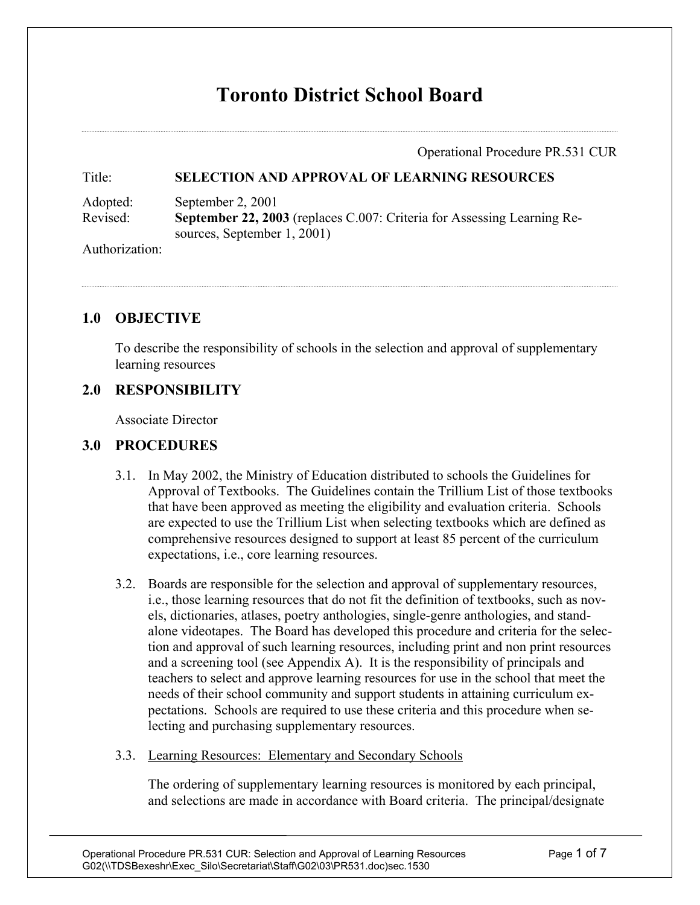# Toronto District School Board

Operational Procedure PR.531 CUR

Title: **SELECTION AND APPROVAL OF LEARNING RESOURCES**

Adopted: September 2, 2001
Revised: **September 22, 2003** (replaces C.007: Criteria for Assessing Learning Resources, September 1, 2001)
Authorization:

## 1.0 OBJECTIVE

To describe the responsibility of schools in the selection and approval of supplementary learning resources

## 2.0 RESPONSIBILITY

Associate Director

## 3.0 PROCEDURES

3.1. In May 2002, the Ministry of Education distributed to schools the Guidelines for Approval of Textbooks. The Guidelines contain the Trillium List of those textbooks that have been approved as meeting the eligibility and evaluation criteria. Schools are expected to use the Trillium List when selecting textbooks which are defined as comprehensive resources designed to support at least 85 percent of the curriculum expectations, i.e., core learning resources.

3.2. Boards are responsible for the selection and approval of supplementary resources, i.e., those learning resources that do not fit the definition of textbooks, such as novels, dictionaries, atlases, poetry anthologies, single-genre anthologies, and stand-alone videotapes. The Board has developed this procedure and criteria for the selection and approval of such learning resources, including print and non print resources and a screening tool (see Appendix A). It is the responsibility of principals and teachers to select and approve learning resources for use in the school that meet the needs of their school community and support students in attaining curriculum expectations. Schools are required to use these criteria and this procedure when selecting and purchasing supplementary resources.

3.3. Learning Resources: Elementary and Secondary Schools

The ordering of supplementary learning resources is monitored by each principal, and selections are made in accordance with Board criteria. The principal/designate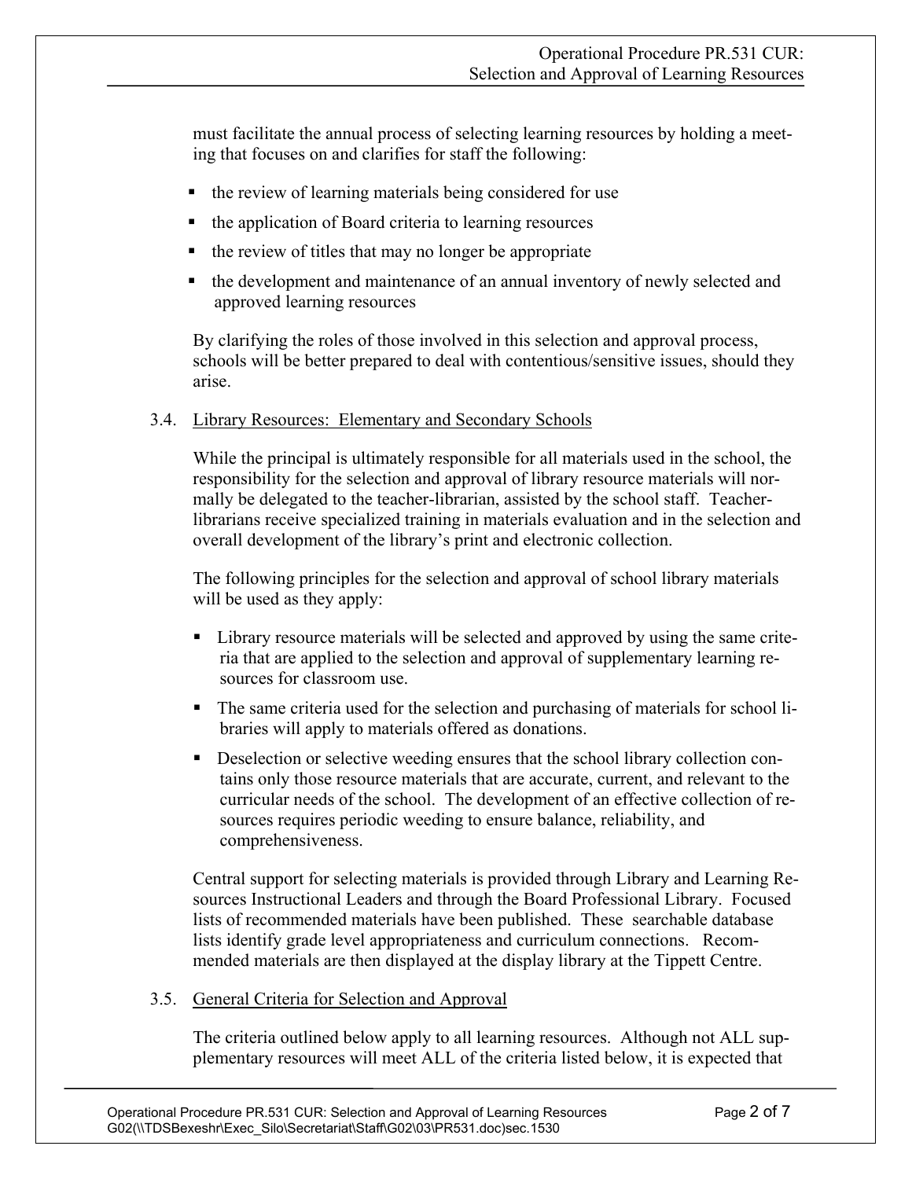must facilitate the annual process of selecting learning resources by holding a meeting that focuses on and clarifies for staff the following:

- the review of learning materials being considered for use
- the application of Board criteria to learning resources
- the review of titles that may no longer be appropriate
- the development and maintenance of an annual inventory of newly selected and approved learning resources

By clarifying the roles of those involved in this selection and approval process, schools will be better prepared to deal with contentious/sensitive issues, should they arise.

### 3.4. Library Resources: Elementary and Secondary Schools

While the principal is ultimately responsible for all materials used in the school, the responsibility for the selection and approval of library resource materials will normally be delegated to the teacher-librarian, assisted by the school staff. Teacher-librarians receive specialized training in materials evaluation and in the selection and overall development of the library's print and electronic collection.

The following principles for the selection and approval of school library materials will be used as they apply:

- Library resource materials will be selected and approved by using the same criteria that are applied to the selection and approval of supplementary learning resources for classroom use.
- The same criteria used for the selection and purchasing of materials for school libraries will apply to materials offered as donations.
- Deselection or selective weeding ensures that the school library collection contains only those resource materials that are accurate, current, and relevant to the curricular needs of the school. The development of an effective collection of resources requires periodic weeding to ensure balance, reliability, and comprehensiveness.

Central support for selecting materials is provided through Library and Learning Resources Instructional Leaders and through the Board Professional Library. Focused lists of recommended materials have been published. These searchable database lists identify grade level appropriateness and curriculum connections. Recommended materials are then displayed at the display library at the Tippett Centre.

### 3.5. General Criteria for Selection and Approval

The criteria outlined below apply to all learning resources. Although not ALL supplementary resources will meet ALL of the criteria listed below, it is expected that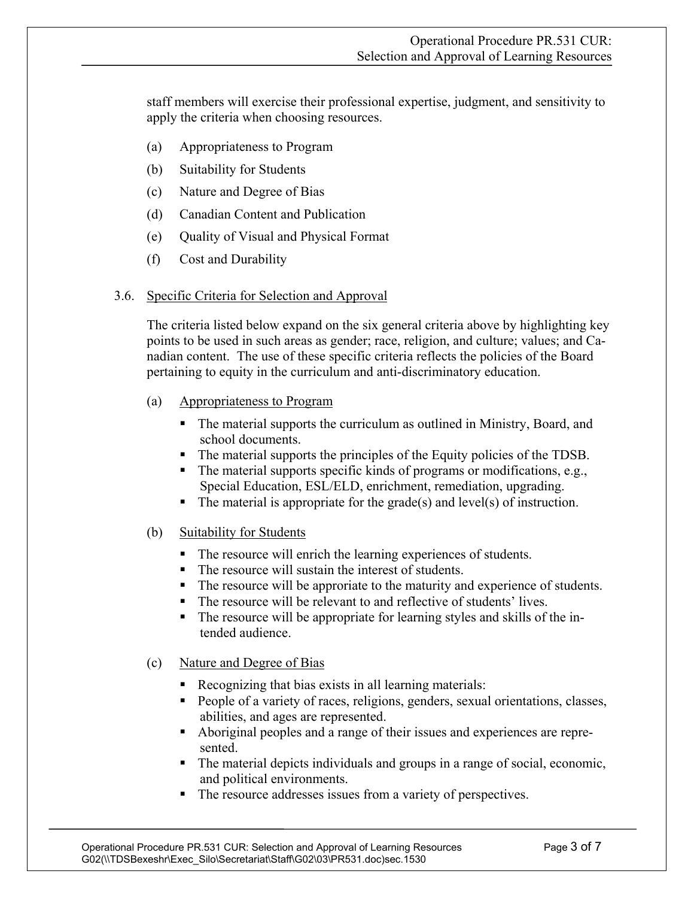staff members will exercise their professional expertise, judgment, and sensitivity to apply the criteria when choosing resources.

(a) Appropriateness to Program

(b) Suitability for Students

(c) Nature and Degree of Bias

(d) Canadian Content and Publication

(e) Quality of Visual and Physical Format

(f) Cost and Durability

3.6. Specific Criteria for Selection and Approval

The criteria listed below expand on the six general criteria above by highlighting key points to be used in such areas as gender; race, religion, and culture; values; and Canadian content. The use of these specific criteria reflects the policies of the Board pertaining to equity in the curriculum and anti-discriminatory education.

(a) Appropriateness to Program

- The material supports the curriculum as outlined in Ministry, Board, and school documents.
- The material supports the principles of the Equity policies of the TDSB.
- The material supports specific kinds of programs or modifications, e.g., Special Education, ESL/ELD, enrichment, remediation, upgrading.
- The material is appropriate for the grade(s) and level(s) of instruction.

(b) Suitability for Students

- The resource will enrich the learning experiences of students.
- The resource will sustain the interest of students.
- The resource will be approriate to the maturity and experience of students.
- The resource will be relevant to and reflective of students' lives.
- The resource will be appropriate for learning styles and skills of the intended audience.

(c) Nature and Degree of Bias

- Recognizing that bias exists in all learning materials:
- People of a variety of races, religions, genders, sexual orientations, classes, abilities, and ages are represented.
- Aboriginal peoples and a range of their issues and experiences are represented.
- The material depicts individuals and groups in a range of social, economic, and political environments.
- The resource addresses issues from a variety of perspectives.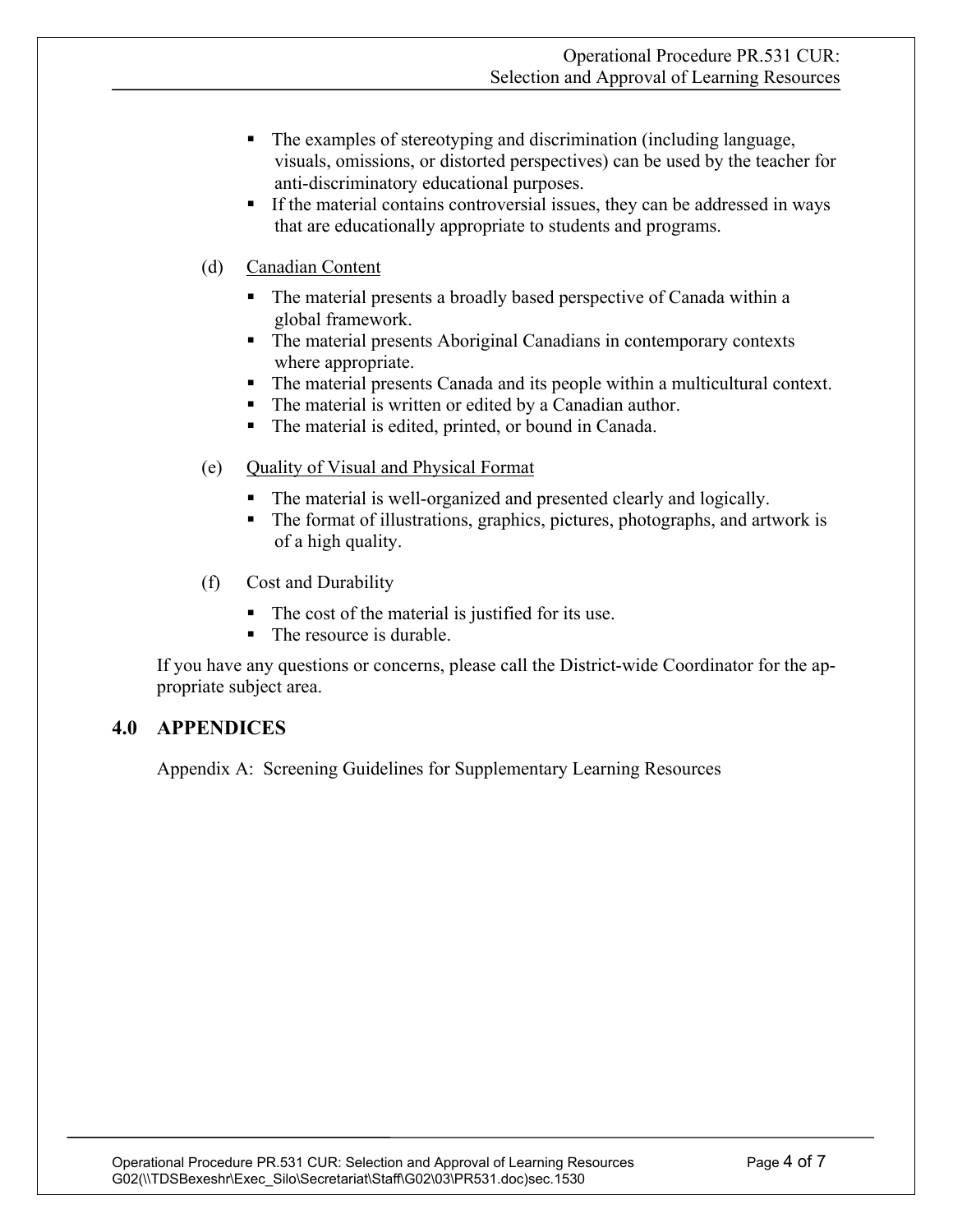- The examples of stereotyping and discrimination (including language, visuals, omissions, or distorted perspectives) can be used by the teacher for anti-discriminatory educational purposes.
- If the material contains controversial issues, they can be addressed in ways that are educationally appropriate to students and programs.

(d) Canadian Content

- The material presents a broadly based perspective of Canada within a global framework.
- The material presents Aboriginal Canadians in contemporary contexts where appropriate.
- The material presents Canada and its people within a multicultural context.
- The material is written or edited by a Canadian author.
- The material is edited, printed, or bound in Canada.

(e) Quality of Visual and Physical Format

- The material is well-organized and presented clearly and logically.
- The format of illustrations, graphics, pictures, photographs, and artwork is of a high quality.

(f) Cost and Durability

- The cost of the material is justified for its use.
- The resource is durable.

If you have any questions or concerns, please call the District-wide Coordinator for the appropriate subject area.

## 4.0 APPENDICES

Appendix A: Screening Guidelines for Supplementary Learning Resources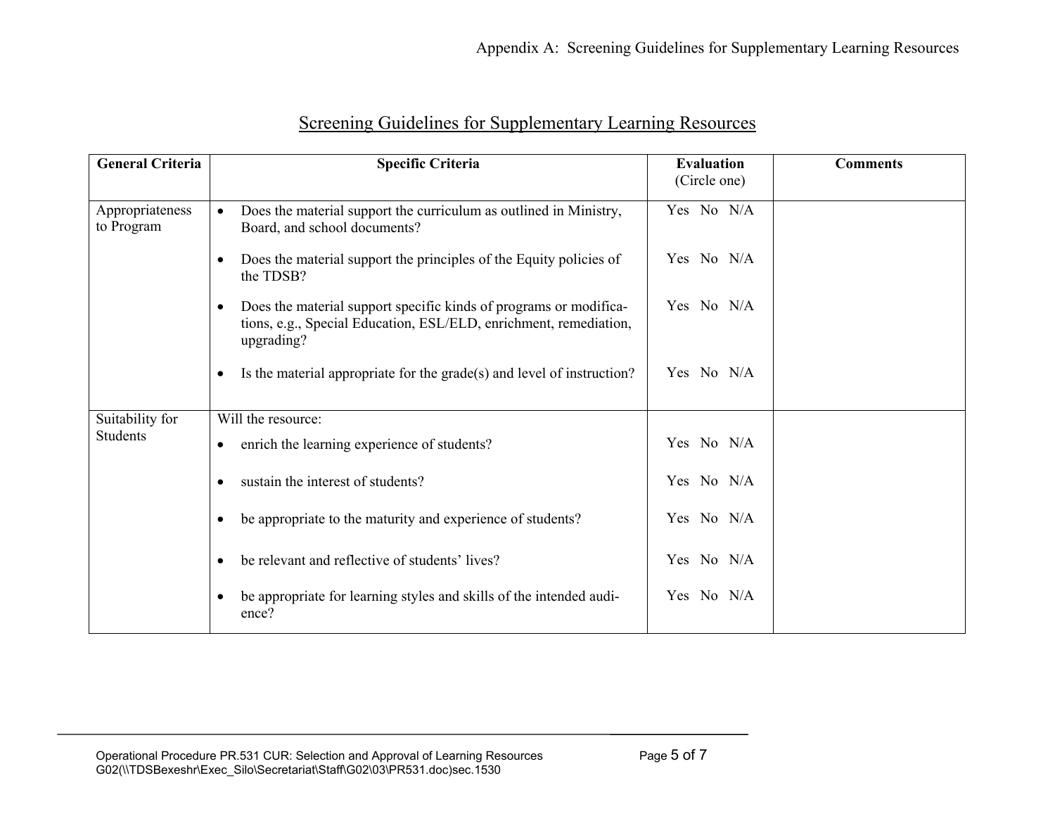## Screening Guidelines for Supplementary Learning Resources

| General Criteria | Specific Criteria | Evaluation (Circle one) | Comments |
|---|---|---|---|
| Appropriateness to Program | • Does the material support the curriculum as outlined in Ministry, Board, and school documents? | Yes No N/A | |
| | • Does the material support the principles of the Equity policies of the TDSB? | Yes No N/A | |
| | • Does the material support specific kinds of programs or modifications, e.g., Special Education, ESL/ELD, enrichment, remediation, upgrading? | Yes No N/A | |
| | • Is the material appropriate for the grade(s) and level of instruction? | Yes No N/A | |
| Suitability for Students | Will the resource: | | |
| | • enrich the learning experience of students? | Yes No N/A | |
| | • sustain the interest of students? | Yes No N/A | |
| | • be appropriate to the maturity and experience of students? | Yes No N/A | |
| | • be relevant and reflective of students' lives? | Yes No N/A | |
| | • be appropriate for learning styles and skills of the intended audience? | Yes No N/A | |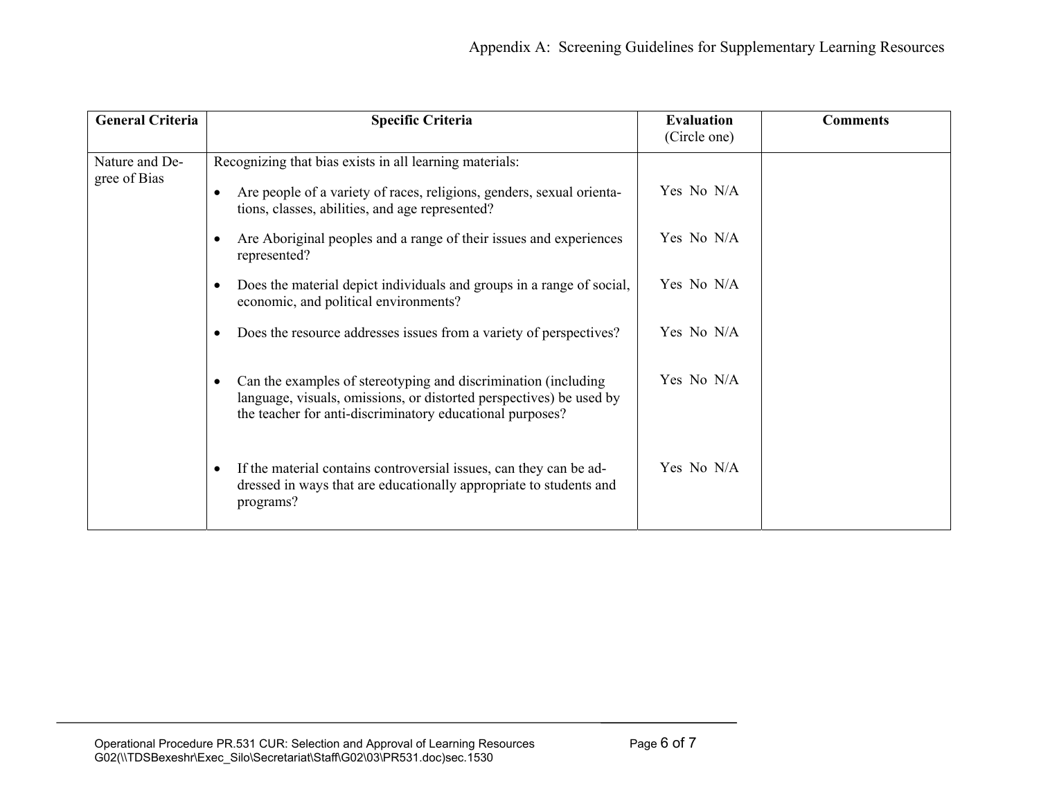| General Criteria | Specific Criteria | Evaluation (Circle one) | Comments |
|---|---|---|---|
| Nature and Degree of Bias | Recognizing that bias exists in all learning materials: | | |
| | • Are people of a variety of races, religions, genders, sexual orientations, classes, abilities, and age represented? | Yes No N/A | |
| | • Are Aboriginal peoples and a range of their issues and experiences represented? | Yes No N/A | |
| | • Does the material depict individuals and groups in a range of social, economic, and political environments? | Yes No N/A | |
| | • Does the resource addresses issues from a variety of perspectives? | Yes No N/A | |
| | • Can the examples of stereotyping and discrimination (including language, visuals, omissions, or distorted perspectives) be used by the teacher for anti-discriminatory educational purposes? | Yes No N/A | |
| | • If the material contains controversial issues, can they can be addressed in ways that are educationally appropriate to students and programs? | Yes No N/A | |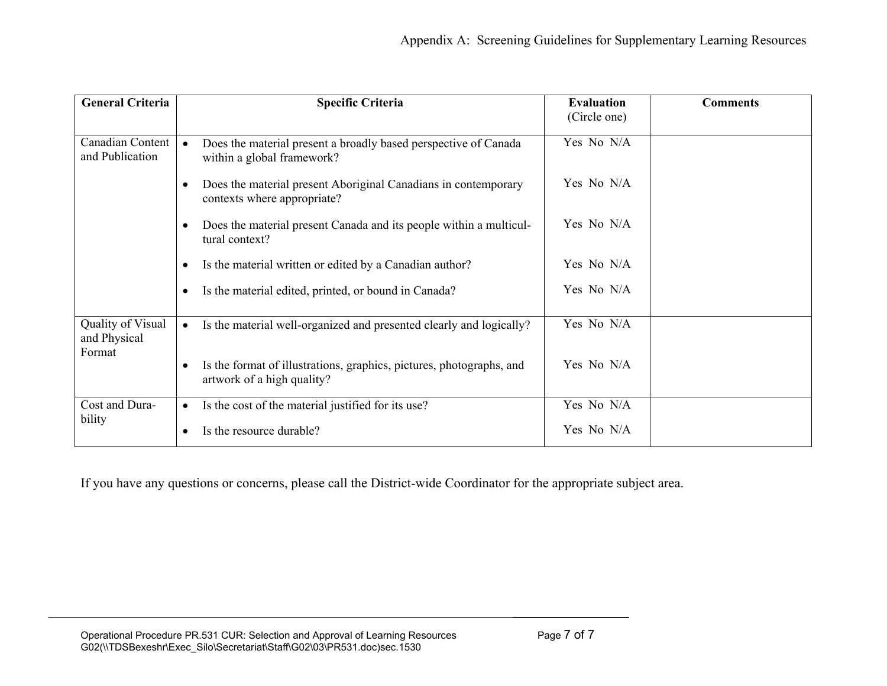| General Criteria | Specific Criteria | Evaluation (Circle one) | Comments |
|---|---|---|---|
| Canadian Content and Publication | • Does the material present a broadly based perspective of Canada within a global framework? | Yes No N/A | |
| | • Does the material present Aboriginal Canadians in contemporary contexts where appropriate? | Yes No N/A | |
| | • Does the material present Canada and its people within a multicultural context? | Yes No N/A | |
| | • Is the material written or edited by a Canadian author? | Yes No N/A | |
| | • Is the material edited, printed, or bound in Canada? | Yes No N/A | |
| Quality of Visual and Physical Format | • Is the material well-organized and presented clearly and logically? | Yes No N/A | |
| | • Is the format of illustrations, graphics, pictures, photographs, and artwork of a high quality? | Yes No N/A | |
| Cost and Durability | • Is the cost of the material justified for its use? | Yes No N/A | |
| | • Is the resource durable? | Yes No N/A | |

If you have any questions or concerns, please call the District-wide Coordinator for the appropriate subject area.